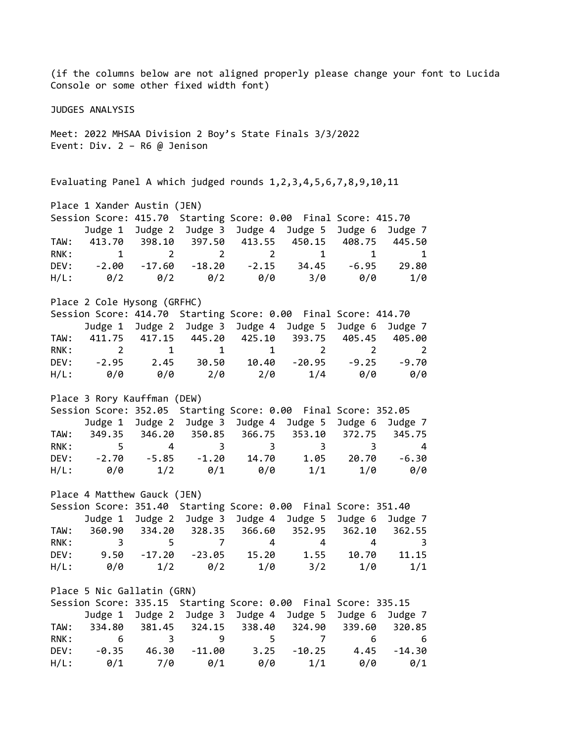(if the columns below are not aligned properly please change your font to Lucida Console or some other fixed width font)

JUDGES ANALYSIS

Meet: 2022 MHSAA Division 2 Boy's State Finals 3/3/2022
Event: Div. 2 – R6 @ Jenison

Evaluating Panel A which judged rounds 1,2,3,4,5,6,7,8,9,10,11

Place 1 Xander Austin (JEN)
Session Score: 415.70  Starting Score: 0.00  Final Score: 415.70

| | Judge 1 | Judge 2 | Judge 3 | Judge 4 | Judge 5 | Judge 6 | Judge 7 |
|---|---|---|---|---|---|---|---|
| TAW: | 413.70 | 398.10 | 397.50 | 413.55 | 450.15 | 408.75 | 445.50 |
| RNK: | 1 | 2 | 2 | 2 | 1 | 1 | 1 |
| DEV: | -2.00 | -17.60 | -18.20 | -2.15 | 34.45 | -6.95 | 29.80 |
| H/L: | 0/2 | 0/2 | 0/2 | 0/0 | 3/0 | 0/0 | 1/0 |

Place 2 Cole Hysong (GRFHC)
Session Score: 414.70  Starting Score: 0.00  Final Score: 414.70

| | Judge 1 | Judge 2 | Judge 3 | Judge 4 | Judge 5 | Judge 6 | Judge 7 |
|---|---|---|---|---|---|---|---|
| TAW: | 411.75 | 417.15 | 445.20 | 425.10 | 393.75 | 405.45 | 405.00 |
| RNK: | 2 | 1 | 1 | 1 | 2 | 2 | 2 |
| DEV: | -2.95 | 2.45 | 30.50 | 10.40 | -20.95 | -9.25 | -9.70 |
| H/L: | 0/0 | 0/0 | 2/0 | 2/0 | 1/4 | 0/0 | 0/0 |

Place 3 Rory Kauffman (DEW)
Session Score: 352.05  Starting Score: 0.00  Final Score: 352.05

| | Judge 1 | Judge 2 | Judge 3 | Judge 4 | Judge 5 | Judge 6 | Judge 7 |
|---|---|---|---|---|---|---|---|
| TAW: | 349.35 | 346.20 | 350.85 | 366.75 | 353.10 | 372.75 | 345.75 |
| RNK: | 5 | 4 | 3 | 3 | 3 | 3 | 4 |
| DEV: | -2.70 | -5.85 | -1.20 | 14.70 | 1.05 | 20.70 | -6.30 |
| H/L: | 0/0 | 1/2 | 0/1 | 0/0 | 1/1 | 1/0 | 0/0 |

Place 4 Matthew Gauck (JEN)
Session Score: 351.40  Starting Score: 0.00  Final Score: 351.40

| | Judge 1 | Judge 2 | Judge 3 | Judge 4 | Judge 5 | Judge 6 | Judge 7 |
|---|---|---|---|---|---|---|---|
| TAW: | 360.90 | 334.20 | 328.35 | 366.60 | 352.95 | 362.10 | 362.55 |
| RNK: | 3 | 5 | 7 | 4 | 4 | 4 | 3 |
| DEV: | 9.50 | -17.20 | -23.05 | 15.20 | 1.55 | 10.70 | 11.15 |
| H/L: | 0/0 | 1/2 | 0/2 | 1/0 | 3/2 | 1/0 | 1/1 |

Place 5 Nic Gallatin (GRN)
Session Score: 335.15  Starting Score: 0.00  Final Score: 335.15

| | Judge 1 | Judge 2 | Judge 3 | Judge 4 | Judge 5 | Judge 6 | Judge 7 |
|---|---|---|---|---|---|---|---|
| TAW: | 334.80 | 381.45 | 324.15 | 338.40 | 324.90 | 339.60 | 320.85 |
| RNK: | 6 | 3 | 9 | 5 | 7 | 6 | 6 |
| DEV: | -0.35 | 46.30 | -11.00 | 3.25 | -10.25 | 4.45 | -14.30 |
| H/L: | 0/1 | 7/0 | 0/1 | 0/0 | 1/1 | 0/0 | 0/1 |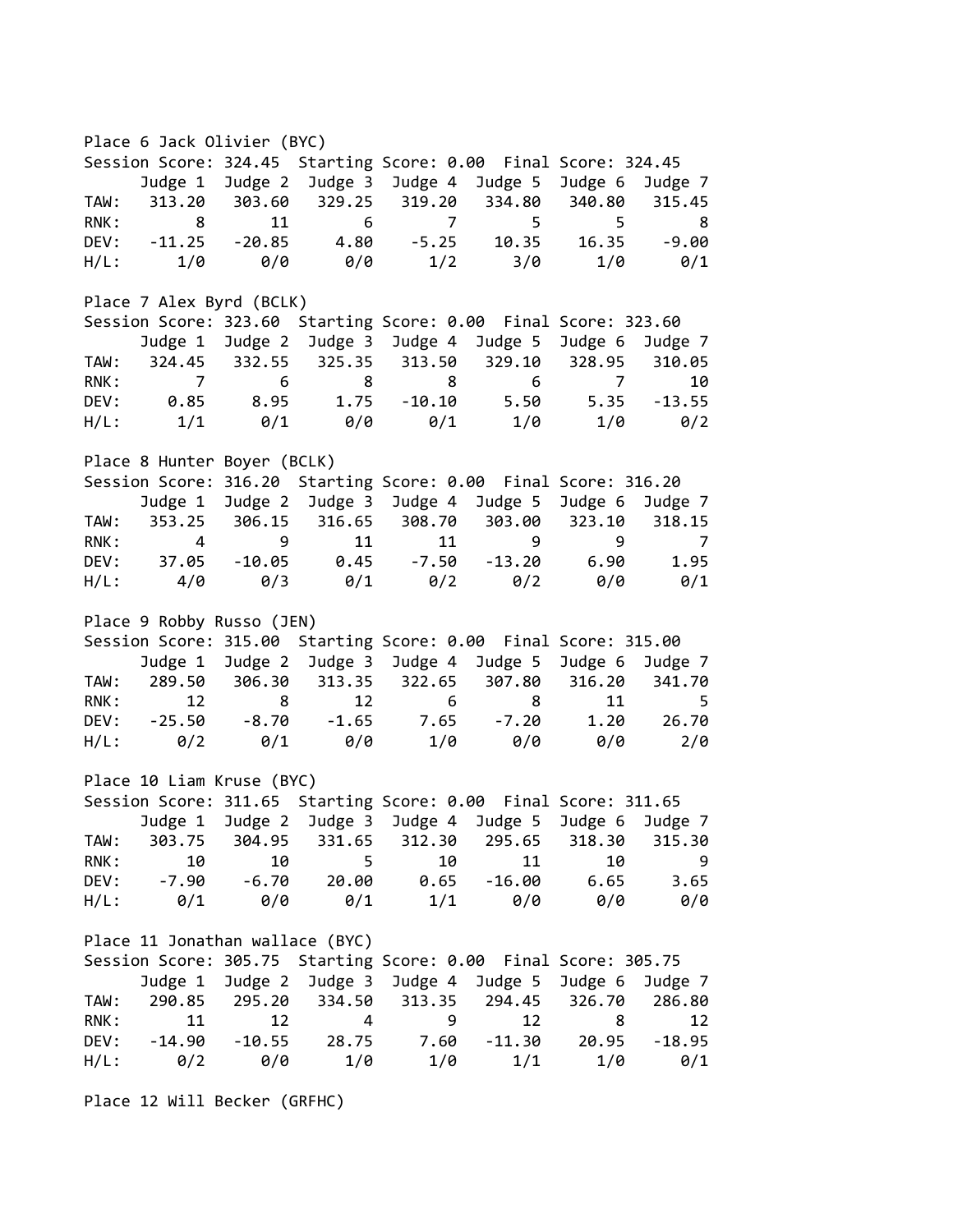Place 6 Jack Olivier (BYC)

Session Score: 324.45  Starting Score: 0.00  Final Score: 324.45

|  | Judge 1 | Judge 2 | Judge 3 | Judge 4 | Judge 5 | Judge 6 | Judge 7 |
|---|---|---|---|---|---|---|---|
| TAW: | 313.20 | 303.60 | 329.25 | 319.20 | 334.80 | 340.80 | 315.45 |
| RNK: | 8 | 11 | 6 | 7 | 5 | 5 | 8 |
| DEV: | -11.25 | -20.85 | 4.80 | -5.25 | 10.35 | 16.35 | -9.00 |
| H/L: | 1/0 | 0/0 | 0/0 | 1/2 | 3/0 | 1/0 | 0/1 |

Place 7 Alex Byrd (BCLK)

Session Score: 323.60  Starting Score: 0.00  Final Score: 323.60

|  | Judge 1 | Judge 2 | Judge 3 | Judge 4 | Judge 5 | Judge 6 | Judge 7 |
|---|---|---|---|---|---|---|---|
| TAW: | 324.45 | 332.55 | 325.35 | 313.50 | 329.10 | 328.95 | 310.05 |
| RNK: | 7 | 6 | 8 | 8 | 6 | 7 | 10 |
| DEV: | 0.85 | 8.95 | 1.75 | -10.10 | 5.50 | 5.35 | -13.55 |
| H/L: | 1/1 | 0/1 | 0/0 | 0/1 | 1/0 | 1/0 | 0/2 |

Place 8 Hunter Boyer (BCLK)

Session Score: 316.20  Starting Score: 0.00  Final Score: 316.20

|  | Judge 1 | Judge 2 | Judge 3 | Judge 4 | Judge 5 | Judge 6 | Judge 7 |
|---|---|---|---|---|---|---|---|
| TAW: | 353.25 | 306.15 | 316.65 | 308.70 | 303.00 | 323.10 | 318.15 |
| RNK: | 4 | 9 | 11 | 11 | 9 | 9 | 7 |
| DEV: | 37.05 | -10.05 | 0.45 | -7.50 | -13.20 | 6.90 | 1.95 |
| H/L: | 4/0 | 0/3 | 0/1 | 0/2 | 0/2 | 0/0 | 0/1 |

Place 9 Robby Russo (JEN)

Session Score: 315.00  Starting Score: 0.00  Final Score: 315.00

|  | Judge 1 | Judge 2 | Judge 3 | Judge 4 | Judge 5 | Judge 6 | Judge 7 |
|---|---|---|---|---|---|---|---|
| TAW: | 289.50 | 306.30 | 313.35 | 322.65 | 307.80 | 316.20 | 341.70 |
| RNK: | 12 | 8 | 12 | 6 | 8 | 11 | 5 |
| DEV: | -25.50 | -8.70 | -1.65 | 7.65 | -7.20 | 1.20 | 26.70 |
| H/L: | 0/2 | 0/1 | 0/0 | 1/0 | 0/0 | 0/0 | 2/0 |

Place 10 Liam Kruse (BYC)

Session Score: 311.65  Starting Score: 0.00  Final Score: 311.65

|  | Judge 1 | Judge 2 | Judge 3 | Judge 4 | Judge 5 | Judge 6 | Judge 7 |
|---|---|---|---|---|---|---|---|
| TAW: | 303.75 | 304.95 | 331.65 | 312.30 | 295.65 | 318.30 | 315.30 |
| RNK: | 10 | 10 | 5 | 10 | 11 | 10 | 9 |
| DEV: | -7.90 | -6.70 | 20.00 | 0.65 | -16.00 | 6.65 | 3.65 |
| H/L: | 0/1 | 0/0 | 0/1 | 1/1 | 0/0 | 0/0 | 0/0 |

Place 11 Jonathan wallace (BYC)

Session Score: 305.75  Starting Score: 0.00  Final Score: 305.75

|  | Judge 1 | Judge 2 | Judge 3 | Judge 4 | Judge 5 | Judge 6 | Judge 7 |
|---|---|---|---|---|---|---|---|
| TAW: | 290.85 | 295.20 | 334.50 | 313.35 | 294.45 | 326.70 | 286.80 |
| RNK: | 11 | 12 | 4 | 9 | 12 | 8 | 12 |
| DEV: | -14.90 | -10.55 | 28.75 | 7.60 | -11.30 | 20.95 | -18.95 |
| H/L: | 0/2 | 0/0 | 1/0 | 1/0 | 1/1 | 1/0 | 0/1 |

Place 12 Will Becker (GRFHC)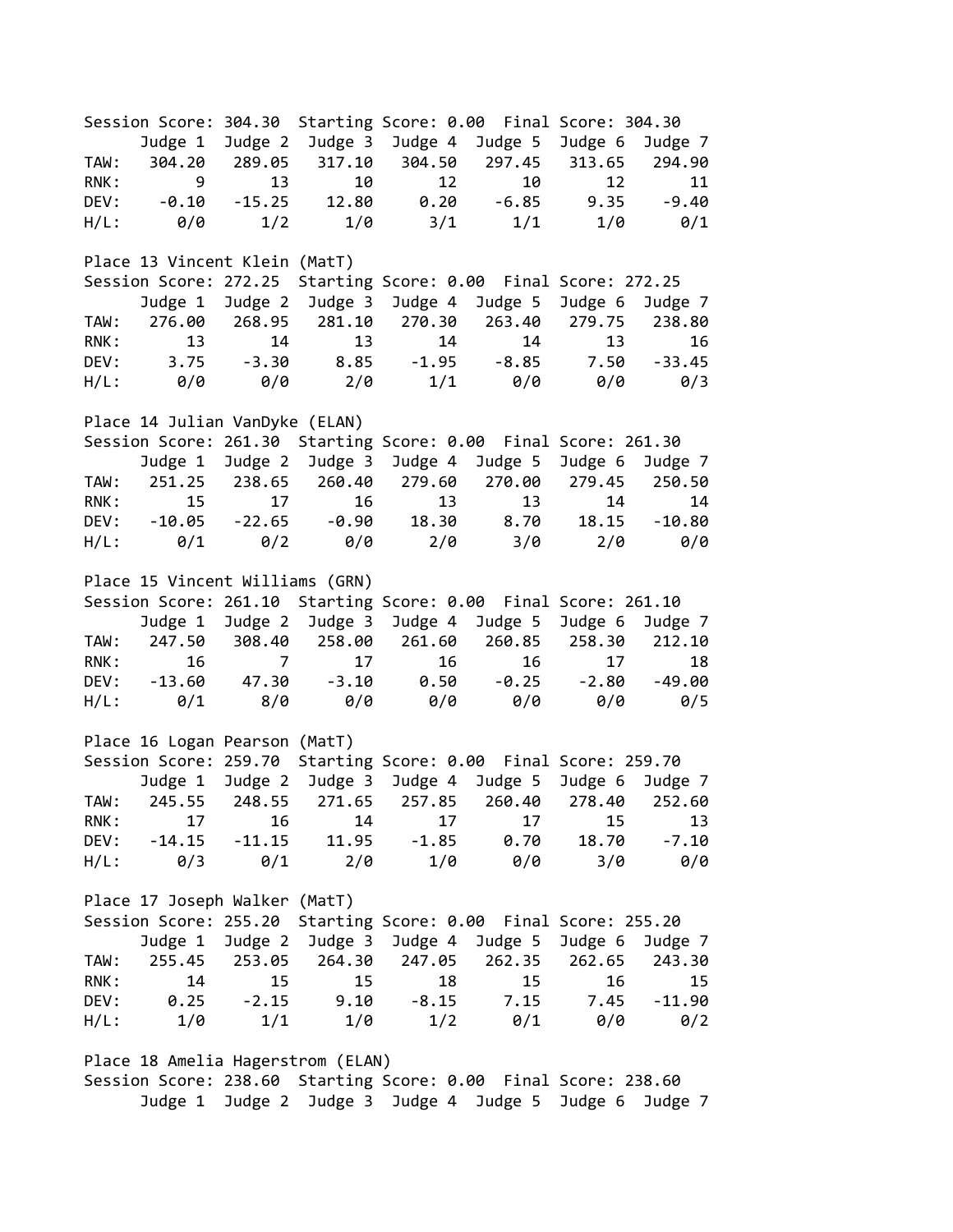Session Score: 304.30  Starting Score: 0.00  Final Score: 304.30

| | Judge 1 | Judge 2 | Judge 3 | Judge 4 | Judge 5 | Judge 6 | Judge 7 |
|---|---|---|---|---|---|---|---|
| TAW: | 304.20 | 289.05 | 317.10 | 304.50 | 297.45 | 313.65 | 294.90 |
| RNK: | 9 | 13 | 10 | 12 | 10 | 12 | 11 |
| DEV: | -0.10 | -15.25 | 12.80 | 0.20 | -6.85 | 9.35 | -9.40 |
| H/L: | 0/0 | 1/2 | 1/0 | 3/1 | 1/1 | 1/0 | 0/1 |

Place 13 Vincent Klein (MatT)

Session Score: 272.25  Starting Score: 0.00  Final Score: 272.25

| | Judge 1 | Judge 2 | Judge 3 | Judge 4 | Judge 5 | Judge 6 | Judge 7 |
|---|---|---|---|---|---|---|---|
| TAW: | 276.00 | 268.95 | 281.10 | 270.30 | 263.40 | 279.75 | 238.80 |
| RNK: | 13 | 14 | 13 | 14 | 14 | 13 | 16 |
| DEV: | 3.75 | -3.30 | 8.85 | -1.95 | -8.85 | 7.50 | -33.45 |
| H/L: | 0/0 | 0/0 | 2/0 | 1/1 | 0/0 | 0/0 | 0/3 |

Place 14 Julian VanDyke (ELAN)

Session Score: 261.30  Starting Score: 0.00  Final Score: 261.30

| | Judge 1 | Judge 2 | Judge 3 | Judge 4 | Judge 5 | Judge 6 | Judge 7 |
|---|---|---|---|---|---|---|---|
| TAW: | 251.25 | 238.65 | 260.40 | 279.60 | 270.00 | 279.45 | 250.50 |
| RNK: | 15 | 17 | 16 | 13 | 13 | 14 | 14 |
| DEV: | -10.05 | -22.65 | -0.90 | 18.30 | 8.70 | 18.15 | -10.80 |
| H/L: | 0/1 | 0/2 | 0/0 | 2/0 | 3/0 | 2/0 | 0/0 |

Place 15 Vincent Williams (GRN)

Session Score: 261.10  Starting Score: 0.00  Final Score: 261.10

| | Judge 1 | Judge 2 | Judge 3 | Judge 4 | Judge 5 | Judge 6 | Judge 7 |
|---|---|---|---|---|---|---|---|
| TAW: | 247.50 | 308.40 | 258.00 | 261.60 | 260.85 | 258.30 | 212.10 |
| RNK: | 16 | 7 | 17 | 16 | 16 | 17 | 18 |
| DEV: | -13.60 | 47.30 | -3.10 | 0.50 | -0.25 | -2.80 | -49.00 |
| H/L: | 0/1 | 8/0 | 0/0 | 0/0 | 0/0 | 0/0 | 0/5 |

Place 16 Logan Pearson (MatT)

Session Score: 259.70  Starting Score: 0.00  Final Score: 259.70

| | Judge 1 | Judge 2 | Judge 3 | Judge 4 | Judge 5 | Judge 6 | Judge 7 |
|---|---|---|---|---|---|---|---|
| TAW: | 245.55 | 248.55 | 271.65 | 257.85 | 260.40 | 278.40 | 252.60 |
| RNK: | 17 | 16 | 14 | 17 | 17 | 15 | 13 |
| DEV: | -14.15 | -11.15 | 11.95 | -1.85 | 0.70 | 18.70 | -7.10 |
| H/L: | 0/3 | 0/1 | 2/0 | 1/0 | 0/0 | 3/0 | 0/0 |

Place 17 Joseph Walker (MatT)

Session Score: 255.20  Starting Score: 0.00  Final Score: 255.20

| | Judge 1 | Judge 2 | Judge 3 | Judge 4 | Judge 5 | Judge 6 | Judge 7 |
|---|---|---|---|---|---|---|---|
| TAW: | 255.45 | 253.05 | 264.30 | 247.05 | 262.35 | 262.65 | 243.30 |
| RNK: | 14 | 15 | 15 | 18 | 15 | 16 | 15 |
| DEV: | 0.25 | -2.15 | 9.10 | -8.15 | 7.15 | 7.45 | -11.90 |
| H/L: | 1/0 | 1/1 | 1/0 | 1/2 | 0/1 | 0/0 | 0/2 |

Place 18 Amelia Hagerstrom (ELAN)

Session Score: 238.60  Starting Score: 0.00  Final Score: 238.60

| | Judge 1 | Judge 2 | Judge 3 | Judge 4 | Judge 5 | Judge 6 | Judge 7 |
|---|---|---|---|---|---|---|---|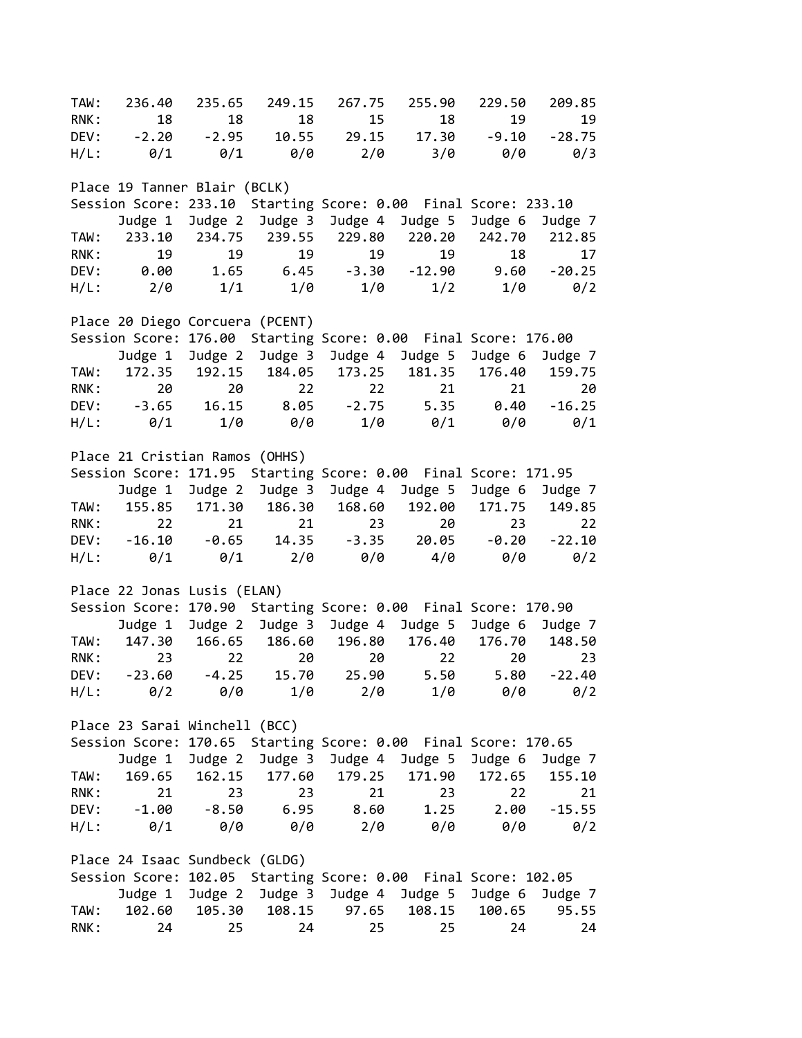|  | Judge 1 | Judge 2 | Judge 3 | Judge 4 | Judge 5 | Judge 6 | Judge 7 |
|---|---|---|---|---|---|---|---|
| TAW: | 236.40 | 235.65 | 249.15 | 267.75 | 255.90 | 229.50 | 209.85 |
| RNK: | 18 | 18 | 18 | 15 | 18 | 19 | 19 |
| DEV: | -2.20 | -2.95 | 10.55 | 29.15 | 17.30 | -9.10 | -28.75 |
| H/L: | 0/1 | 0/1 | 0/0 | 2/0 | 3/0 | 0/0 | 0/3 |

Place 19 Tanner Blair (BCLK)
Session Score: 233.10  Starting Score: 0.00  Final Score: 233.10

|  | Judge 1 | Judge 2 | Judge 3 | Judge 4 | Judge 5 | Judge 6 | Judge 7 |
|---|---|---|---|---|---|---|---|
| TAW: | 233.10 | 234.75 | 239.55 | 229.80 | 220.20 | 242.70 | 212.85 |
| RNK: | 19 | 19 | 19 | 19 | 19 | 18 | 17 |
| DEV: | 0.00 | 1.65 | 6.45 | -3.30 | -12.90 | 9.60 | -20.25 |
| H/L: | 2/0 | 1/1 | 1/0 | 1/0 | 1/2 | 1/0 | 0/2 |

Place 20 Diego Corcuera (PCENT)
Session Score: 176.00  Starting Score: 0.00  Final Score: 176.00

|  | Judge 1 | Judge 2 | Judge 3 | Judge 4 | Judge 5 | Judge 6 | Judge 7 |
|---|---|---|---|---|---|---|---|
| TAW: | 172.35 | 192.15 | 184.05 | 173.25 | 181.35 | 176.40 | 159.75 |
| RNK: | 20 | 20 | 22 | 22 | 21 | 21 | 20 |
| DEV: | -3.65 | 16.15 | 8.05 | -2.75 | 5.35 | 0.40 | -16.25 |
| H/L: | 0/1 | 1/0 | 0/0 | 1/0 | 0/1 | 0/0 | 0/1 |

Place 21 Cristian Ramos (OHHS)
Session Score: 171.95  Starting Score: 0.00  Final Score: 171.95

|  | Judge 1 | Judge 2 | Judge 3 | Judge 4 | Judge 5 | Judge 6 | Judge 7 |
|---|---|---|---|---|---|---|---|
| TAW: | 155.85 | 171.30 | 186.30 | 168.60 | 192.00 | 171.75 | 149.85 |
| RNK: | 22 | 21 | 21 | 23 | 20 | 23 | 22 |
| DEV: | -16.10 | -0.65 | 14.35 | -3.35 | 20.05 | -0.20 | -22.10 |
| H/L: | 0/1 | 0/1 | 2/0 | 0/0 | 4/0 | 0/0 | 0/2 |

Place 22 Jonas Lusis (ELAN)
Session Score: 170.90  Starting Score: 0.00  Final Score: 170.90

|  | Judge 1 | Judge 2 | Judge 3 | Judge 4 | Judge 5 | Judge 6 | Judge 7 |
|---|---|---|---|---|---|---|---|
| TAW: | 147.30 | 166.65 | 186.60 | 196.80 | 176.40 | 176.70 | 148.50 |
| RNK: | 23 | 22 | 20 | 20 | 22 | 20 | 23 |
| DEV: | -23.60 | -4.25 | 15.70 | 25.90 | 5.50 | 5.80 | -22.40 |
| H/L: | 0/2 | 0/0 | 1/0 | 2/0 | 1/0 | 0/0 | 0/2 |

Place 23 Sarai Winchell (BCC)
Session Score: 170.65  Starting Score: 0.00  Final Score: 170.65

|  | Judge 1 | Judge 2 | Judge 3 | Judge 4 | Judge 5 | Judge 6 | Judge 7 |
|---|---|---|---|---|---|---|---|
| TAW: | 169.65 | 162.15 | 177.60 | 179.25 | 171.90 | 172.65 | 155.10 |
| RNK: | 21 | 23 | 23 | 21 | 23 | 22 | 21 |
| DEV: | -1.00 | -8.50 | 6.95 | 8.60 | 1.25 | 2.00 | -15.55 |
| H/L: | 0/1 | 0/0 | 0/0 | 2/0 | 0/0 | 0/0 | 0/2 |

Place 24 Isaac Sundbeck (GLDG)
Session Score: 102.05  Starting Score: 0.00  Final Score: 102.05

|  | Judge 1 | Judge 2 | Judge 3 | Judge 4 | Judge 5 | Judge 6 | Judge 7 |
|---|---|---|---|---|---|---|---|
| TAW: | 102.60 | 105.30 | 108.15 | 97.65 | 108.15 | 100.65 | 95.55 |
| RNK: | 24 | 25 | 24 | 25 | 25 | 24 | 24 |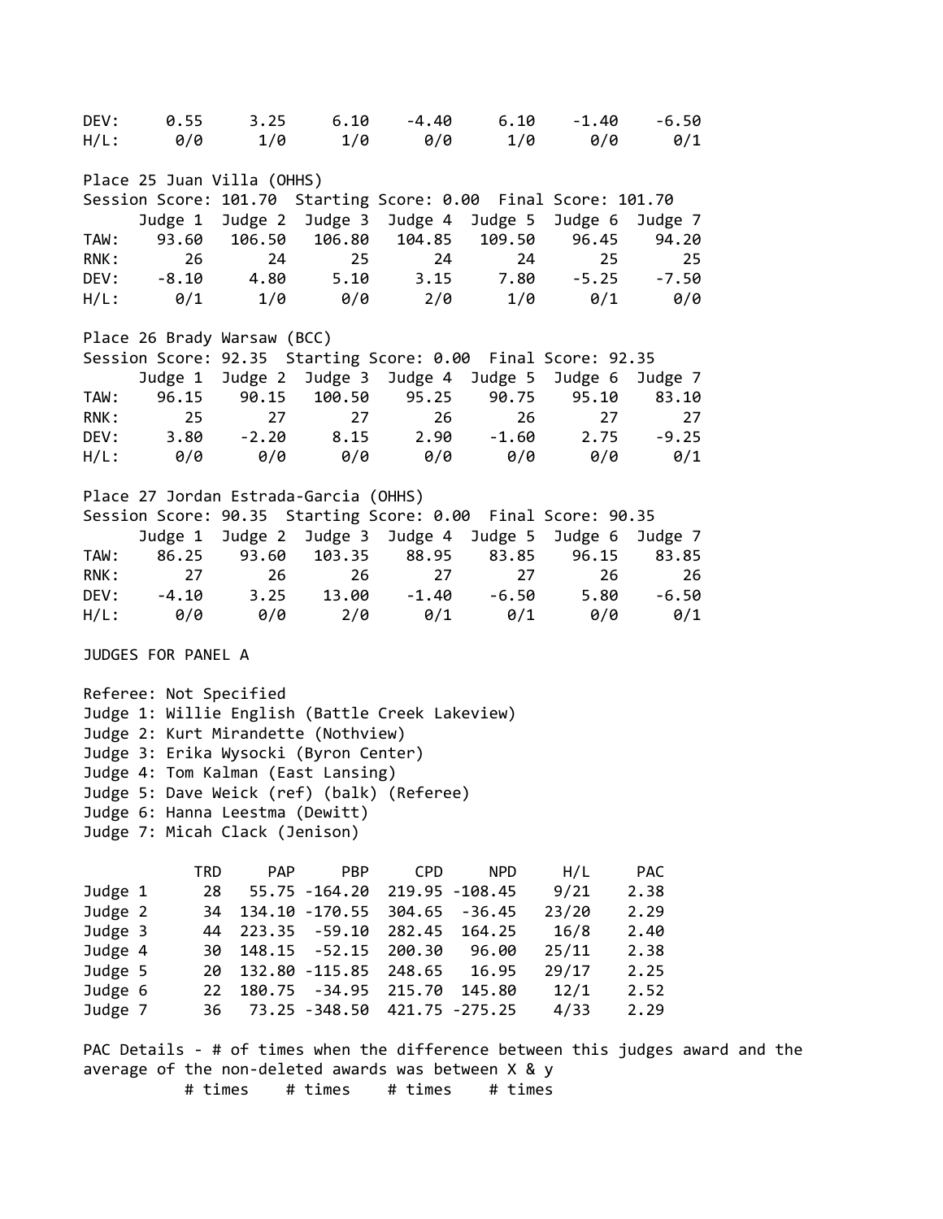| | | | | | | | |
|---|---|---|---|---|---|---|---|
| DEV: | 0.55 | 3.25 | 6.10 | -4.40 | 6.10 | -1.40 | -6.50 |
| H/L: | 0/0 | 1/0 | 1/0 | 0/0 | 1/0 | 0/0 | 0/1 |

Place 25 Juan Villa (OHHS)

Session Score: 101.70  Starting Score: 0.00  Final Score: 101.70

| | Judge 1 | Judge 2 | Judge 3 | Judge 4 | Judge 5 | Judge 6 | Judge 7 |
|---|---|---|---|---|---|---|---|
| TAW: | 93.60 | 106.50 | 106.80 | 104.85 | 109.50 | 96.45 | 94.20 |
| RNK: | 26 | 24 | 25 | 24 | 24 | 25 | 25 |
| DEV: | -8.10 | 4.80 | 5.10 | 3.15 | 7.80 | -5.25 | -7.50 |
| H/L: | 0/1 | 1/0 | 0/0 | 2/0 | 1/0 | 0/1 | 0/0 |

Place 26 Brady Warsaw (BCC)

Session Score: 92.35  Starting Score: 0.00  Final Score: 92.35

| | Judge 1 | Judge 2 | Judge 3 | Judge 4 | Judge 5 | Judge 6 | Judge 7 |
|---|---|---|---|---|---|---|---|
| TAW: | 96.15 | 90.15 | 100.50 | 95.25 | 90.75 | 95.10 | 83.10 |
| RNK: | 25 | 27 | 27 | 26 | 26 | 27 | 27 |
| DEV: | 3.80 | -2.20 | 8.15 | 2.90 | -1.60 | 2.75 | -9.25 |
| H/L: | 0/0 | 0/0 | 0/0 | 0/0 | 0/0 | 0/0 | 0/1 |

Place 27 Jordan Estrada-Garcia (OHHS)

Session Score: 90.35  Starting Score: 0.00  Final Score: 90.35

| | Judge 1 | Judge 2 | Judge 3 | Judge 4 | Judge 5 | Judge 6 | Judge 7 |
|---|---|---|---|---|---|---|---|
| TAW: | 86.25 | 93.60 | 103.35 | 88.95 | 83.85 | 96.15 | 83.85 |
| RNK: | 27 | 26 | 26 | 27 | 27 | 26 | 26 |
| DEV: | -4.10 | 3.25 | 13.00 | -1.40 | -6.50 | 5.80 | -6.50 |
| H/L: | 0/0 | 0/0 | 2/0 | 0/1 | 0/1 | 0/0 | 0/1 |

JUDGES FOR PANEL A

Referee: Not Specified
Judge 1: Willie English (Battle Creek Lakeview)
Judge 2: Kurt Mirandette (Nothview)
Judge 3: Erika Wysocki (Byron Center)
Judge 4: Tom Kalman (East Lansing)
Judge 5: Dave Weick (ref) (balk) (Referee)
Judge 6: Hanna Leestma (Dewitt)
Judge 7: Micah Clack (Jenison)

| | TRD | PAP | PBP | CPD | NPD | H/L | PAC |
|---|---|---|---|---|---|---|---|
| Judge 1 | 28 | 55.75 | -164.20 | 219.95 | -108.45 | 9/21 | 2.38 |
| Judge 2 | 34 | 134.10 | -170.55 | 304.65 | -36.45 | 23/20 | 2.29 |
| Judge 3 | 44 | 223.35 | -59.10 | 282.45 | 164.25 | 16/8 | 2.40 |
| Judge 4 | 30 | 148.15 | -52.15 | 200.30 | 96.00 | 25/11 | 2.38 |
| Judge 5 | 20 | 132.80 | -115.85 | 248.65 | 16.95 | 29/17 | 2.25 |
| Judge 6 | 22 | 180.75 | -34.95 | 215.70 | 145.80 | 12/1 | 2.52 |
| Judge 7 | 36 | 73.25 | -348.50 | 421.75 | -275.25 | 4/33 | 2.29 |

PAC Details - # of times when the difference between this judges award and the average of the non-deleted awards was between X & y

| # times | # times | # times | # times |
|---|---|---|---|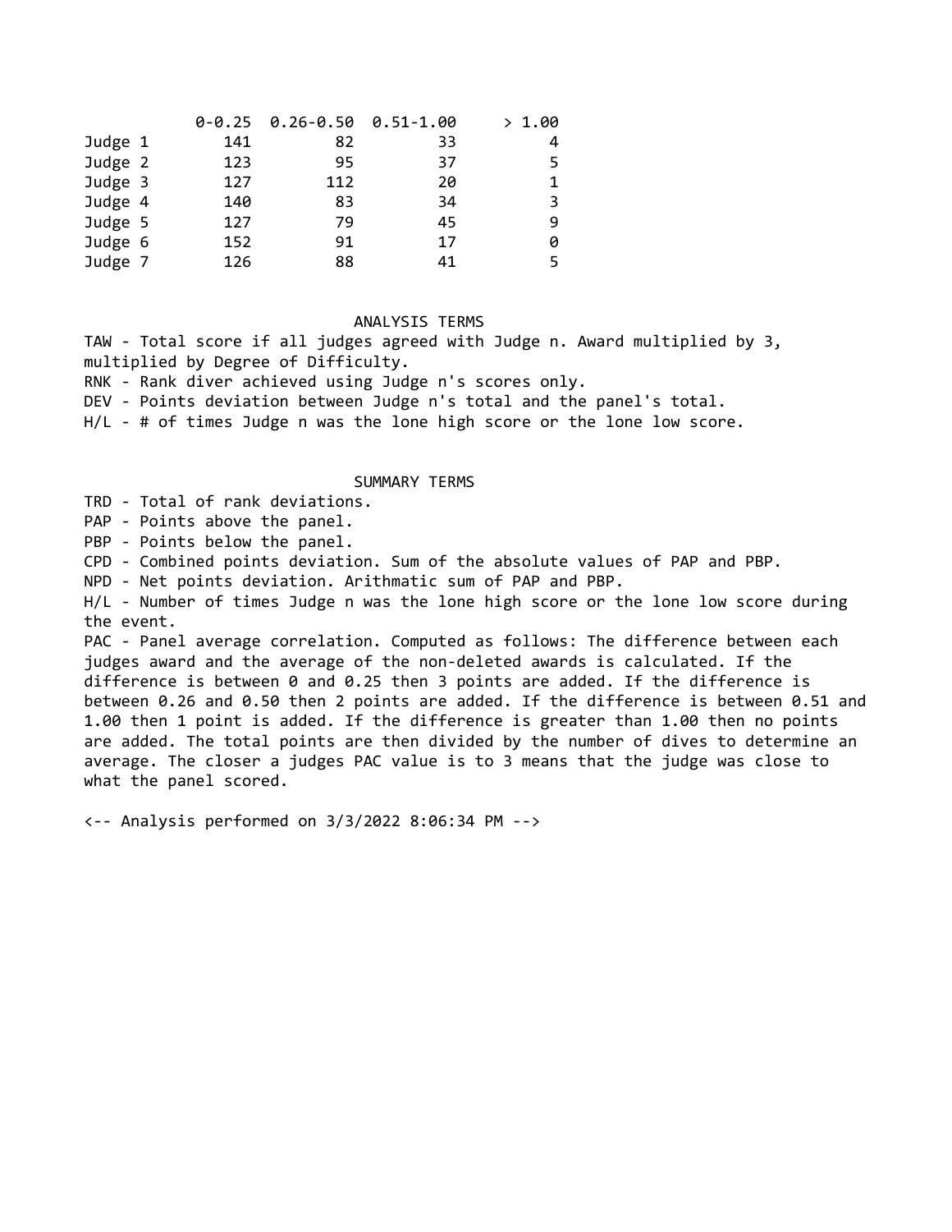| | 0-0.25 | 0.26-0.50 | 0.51-1.00 | > 1.00 |
|---|---|---|---|---|
| Judge 1 | 141 | 82 | 33 | 4 |
| Judge 2 | 123 | 95 | 37 | 5 |
| Judge 3 | 127 | 112 | 20 | 1 |
| Judge 4 | 140 | 83 | 34 | 3 |
| Judge 5 | 127 | 79 | 45 | 9 |
| Judge 6 | 152 | 91 | 17 | 0 |
| Judge 7 | 126 | 88 | 41 | 5 |

## ANALYSIS TERMS

TAW - Total score if all judges agreed with Judge n. Award multiplied by 3, multiplied by Degree of Difficulty.
RNK - Rank diver achieved using Judge n's scores only.
DEV - Points deviation between Judge n's total and the panel's total.
H/L - # of times Judge n was the lone high score or the lone low score.

## SUMMARY TERMS

TRD - Total of rank deviations.
PAP - Points above the panel.
PBP - Points below the panel.
CPD - Combined points deviation. Sum of the absolute values of PAP and PBP.
NPD - Net points deviation. Arithmatic sum of PAP and PBP.
H/L - Number of times Judge n was the lone high score or the lone low score during the event.
PAC - Panel average correlation. Computed as follows: The difference between each judges award and the average of the non-deleted awards is calculated. If the difference is between 0 and 0.25 then 3 points are added. If the difference is between 0.26 and 0.50 then 2 points are added. If the difference is between 0.51 and 1.00 then 1 point is added. If the difference is greater than 1.00 then no points are added. The total points are then divided by the number of dives to determine an average. The closer a judges PAC value is to 3 means that the judge was close to what the panel scored.

<-- Analysis performed on 3/3/2022 8:06:34 PM -->